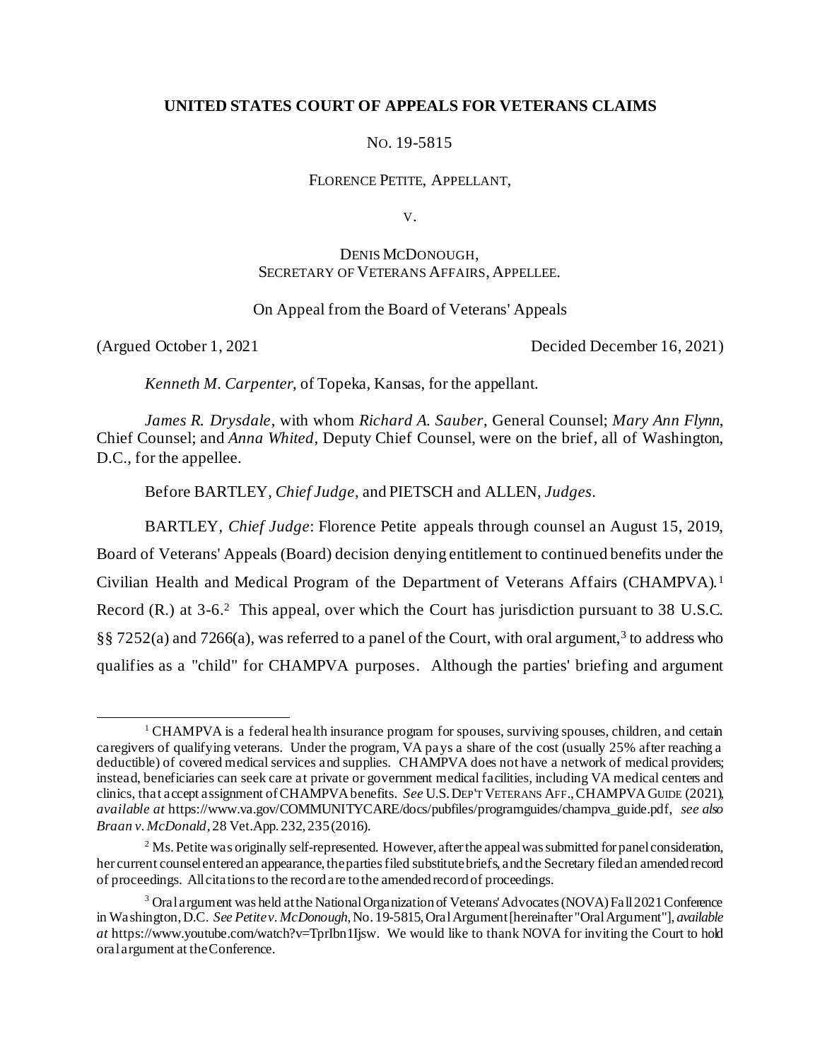**UNITED STATES COURT OF APPEALS FOR VETERANS CLAIMS**

NO. 19-5815

FLORENCE PETITE, APPELLANT,

V.

DENIS MCDONOUGH,
SECRETARY OF VETERANS AFFAIRS, APPELLEE.

On Appeal from the Board of Veterans' Appeals

(Argued October 1, 2021 Decided December 16, 2021)

*Kenneth M. Carpenter*, of Topeka, Kansas, for the appellant.

*James R. Drysdale*, with whom *Richard A. Sauber*, General Counsel; *Mary Ann Flynn*, Chief Counsel; and *Anna Whited*, Deputy Chief Counsel, were on the brief, all of Washington, D.C., for the appellee.

Before BARTLEY, *Chief Judge*, and PIETSCH and ALLEN, *Judges*.

BARTLEY, *Chief Judge*: Florence Petite appeals through counsel an August 15, 2019, Board of Veterans' Appeals (Board) decision denying entitlement to continued benefits under the Civilian Health and Medical Program of the Department of Veterans Affairs (CHAMPVA).[1] Record (R.) at 3-6.[2] This appeal, over which the Court has jurisdiction pursuant to 38 U.S.C. §§ 7252(a) and 7266(a), was referred to a panel of the Court, with oral argument,[3] to address who qualifies as a "child" for CHAMPVA purposes. Although the parties' briefing and argument

---

[1] CHAMPVA is a federal health insurance program for spouses, surviving spouses, children, and certain caregivers of qualifying veterans. Under the program, VA pays a share of the cost (usually 25% after reaching a deductible) of covered medical services and supplies. CHAMPVA does not have a network of medical providers; instead, beneficiaries can seek care at private or government medical facilities, including VA medical centers and clinics, that accept assignment of CHAMPVA benefits. *See* U.S. DEP'T VETERANS AFF., CHAMPVA GUIDE (2021), *available at* https://www.va.gov/COMMUNITYCARE/docs/pubfiles/programguides/champva_guide.pdf, *see also Braan v. McDonald*, 28 Vet.App. 232, 235 (2016).

[2] Ms. Petite was originally self-represented. However, after the appeal was submitted for panel consideration, her current counsel entered an appearance, the parties filed substitute briefs, and the Secretary filed an amended record of proceedings. All citations to the record are to the amended record of proceedings.

[3] Oral argument was held at the National Organization of Veterans' Advocates (NOVA) Fall 2021 Conference in Washington, D.C. *See Petite v. McDonough*, No. 19-5815, Oral Argument [hereinafter "Oral Argument"], *available at* https://www.youtube.com/watch?v=TprIbn1Ijsw. We would like to thank NOVA for inviting the Court to hold oral argument at the Conference.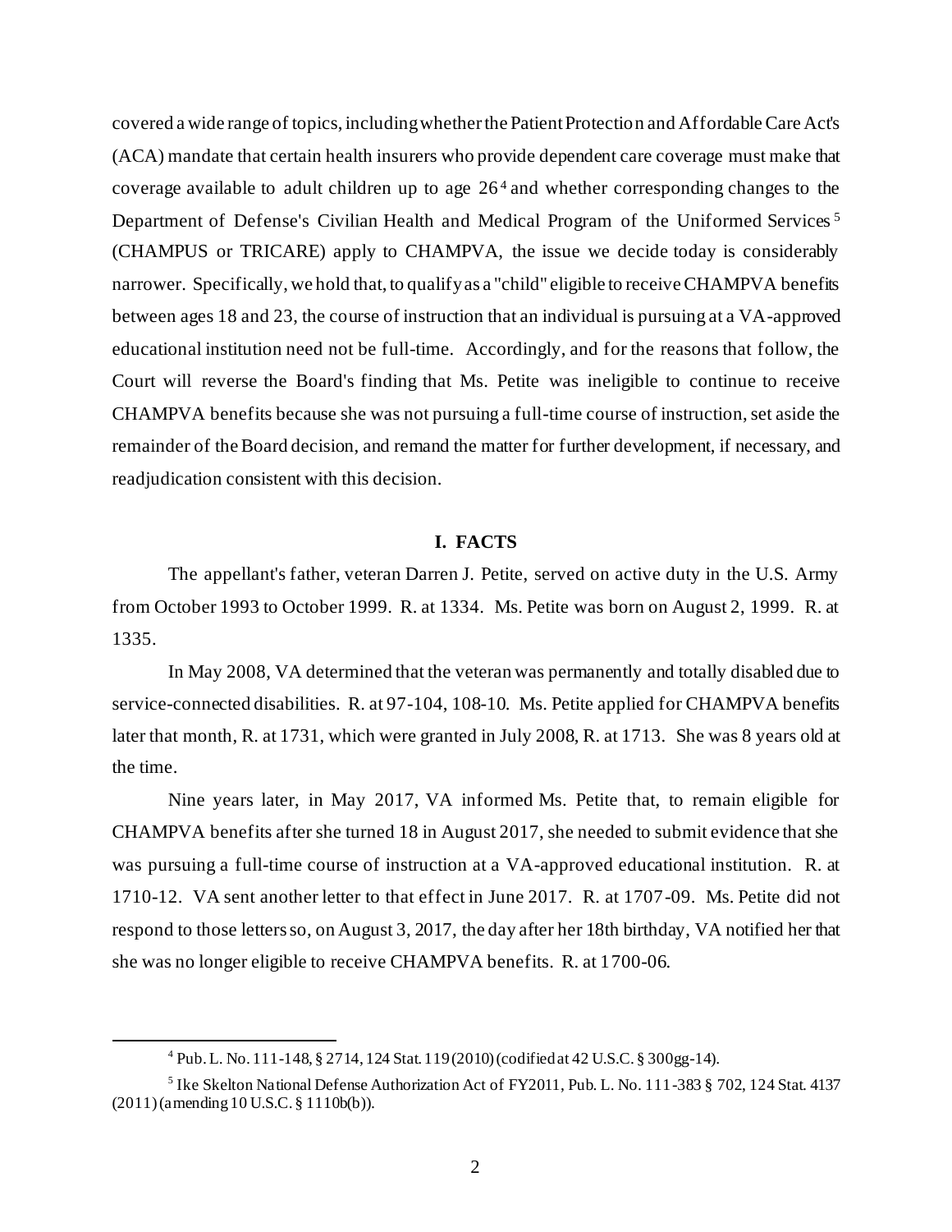covered a wide range of topics, including whether the Patient Protection and Affordable Care Act's (ACA) mandate that certain health insurers who provide dependent care coverage must make that coverage available to adult children up to age 26[4] and whether corresponding changes to the Department of Defense's Civilian Health and Medical Program of the Uniformed Services[5] (CHAMPUS or TRICARE) apply to CHAMPVA, the issue we decide today is considerably narrower. Specifically, we hold that, to qualify as a "child" eligible to receive CHAMPVA benefits between ages 18 and 23, the course of instruction that an individual is pursuing at a VA-approved educational institution need not be full-time. Accordingly, and for the reasons that follow, the Court will reverse the Board's finding that Ms. Petite was ineligible to continue to receive CHAMPVA benefits because she was not pursuing a full-time course of instruction, set aside the remainder of the Board decision, and remand the matter for further development, if necessary, and readjudication consistent with this decision.

## I. FACTS

The appellant's father, veteran Darren J. Petite, served on active duty in the U.S. Army from October 1993 to October 1999. R. at 1334. Ms. Petite was born on August 2, 1999. R. at 1335.

In May 2008, VA determined that the veteran was permanently and totally disabled due to service-connected disabilities. R. at 97-104, 108-10. Ms. Petite applied for CHAMPVA benefits later that month, R. at 1731, which were granted in July 2008, R. at 1713. She was 8 years old at the time.

Nine years later, in May 2017, VA informed Ms. Petite that, to remain eligible for CHAMPVA benefits after she turned 18 in August 2017, she needed to submit evidence that she was pursuing a full-time course of instruction at a VA-approved educational institution. R. at 1710-12. VA sent another letter to that effect in June 2017. R. at 1707-09. Ms. Petite did not respond to those letters so, on August 3, 2017, the day after her 18th birthday, VA notified her that she was no longer eligible to receive CHAMPVA benefits. R. at 1700-06.

---

[4] Pub. L. No. 111-148, § 2714, 124 Stat. 119 (2010) (codified at 42 U.S.C. § 300gg-14).

[5] Ike Skelton National Defense Authorization Act of FY2011, Pub. L. No. 111-383 § 702, 124 Stat. 4137 (2011) (amending 10 U.S.C. § 1110b(b)).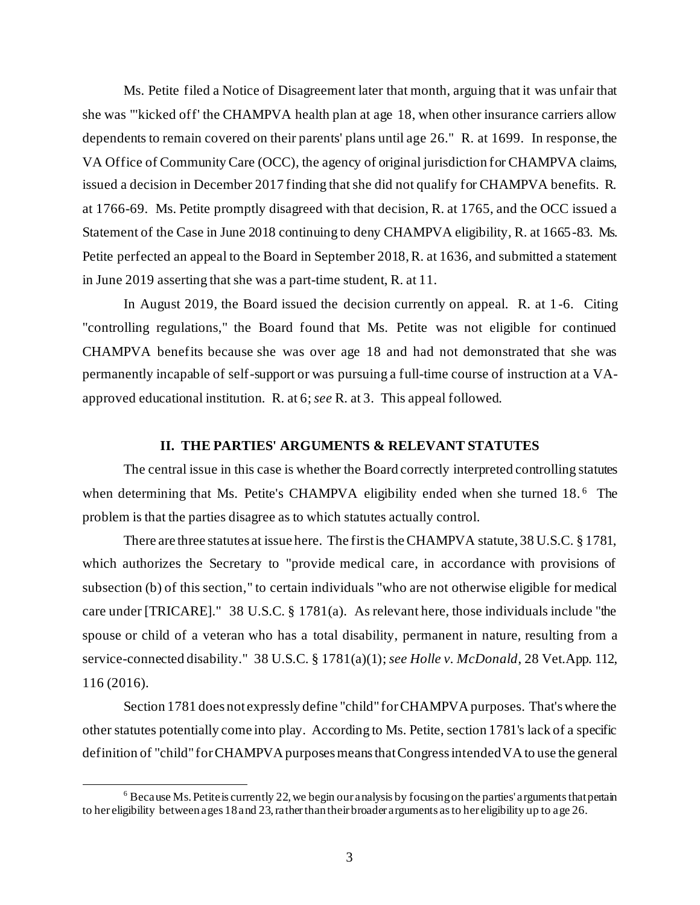Ms. Petite filed a Notice of Disagreement later that month, arguing that it was unfair that she was "'kicked off' the CHAMPVA health plan at age 18, when other insurance carriers allow dependents to remain covered on their parents' plans until age 26." R. at 1699. In response, the VA Office of Community Care (OCC), the agency of original jurisdiction for CHAMPVA claims, issued a decision in December 2017 finding that she did not qualify for CHAMPVA benefits. R. at 1766-69. Ms. Petite promptly disagreed with that decision, R. at 1765, and the OCC issued a Statement of the Case in June 2018 continuing to deny CHAMPVA eligibility, R. at 1665-83. Ms. Petite perfected an appeal to the Board in September 2018, R. at 1636, and submitted a statement in June 2019 asserting that she was a part-time student, R. at 11.

In August 2019, the Board issued the decision currently on appeal. R. at 1-6. Citing "controlling regulations," the Board found that Ms. Petite was not eligible for continued CHAMPVA benefits because she was over age 18 and had not demonstrated that she was permanently incapable of self-support or was pursuing a full-time course of instruction at a VA-approved educational institution. R. at 6; *see* R. at 3. This appeal followed.

## II. THE PARTIES' ARGUMENTS & RELEVANT STATUTES

The central issue in this case is whether the Board correctly interpreted controlling statutes when determining that Ms. Petite's CHAMPVA eligibility ended when she turned 18.[6] The problem is that the parties disagree as to which statutes actually control.

There are three statutes at issue here. The first is the CHAMPVA statute, 38 U.S.C. § 1781, which authorizes the Secretary to "provide medical care, in accordance with provisions of subsection (b) of this section," to certain individuals "who are not otherwise eligible for medical care under [TRICARE]." 38 U.S.C. § 1781(a). As relevant here, those individuals include "the spouse or child of a veteran who has a total disability, permanent in nature, resulting from a service-connected disability." 38 U.S.C. § 1781(a)(1); *see Holle v. McDonald*, 28 Vet.App. 112, 116 (2016).

Section 1781 does not expressly define "child" for CHAMPVA purposes. That's where the other statutes potentially come into play. According to Ms. Petite, section 1781's lack of a specific definition of "child" for CHAMPVA purposes means that Congress intended VA to use the general

[6] Because Ms. Petite is currently 22, we begin our analysis by focusing on the parties' arguments that pertain to her eligibility between ages 18 and 23, rather than their broader arguments as to her eligibility up to age 26.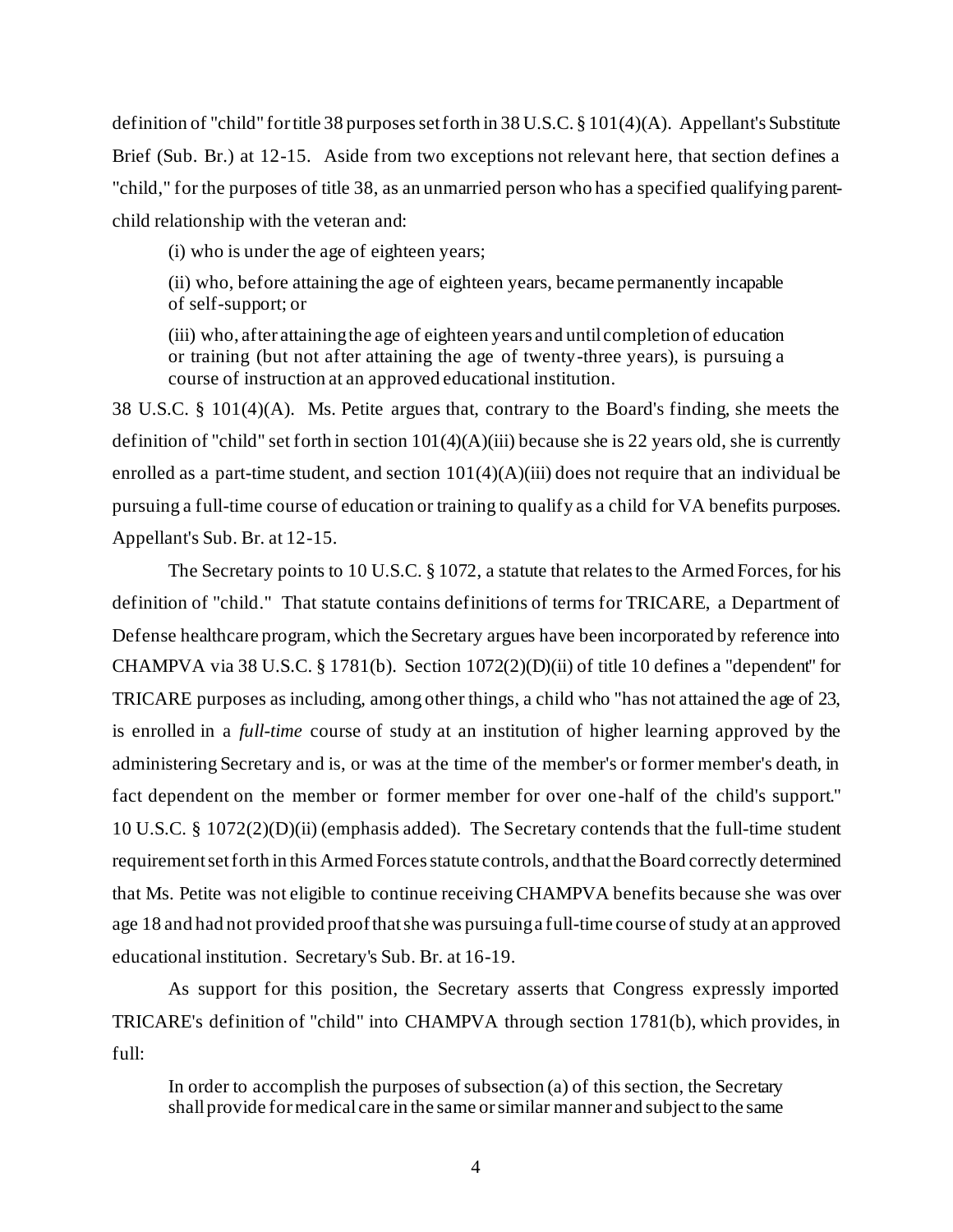definition of "child" for title 38 purposes set forth in 38 U.S.C. § 101(4)(A). Appellant's Substitute Brief (Sub. Br.) at 12-15. Aside from two exceptions not relevant here, that section defines a "child," for the purposes of title 38, as an unmarried person who has a specified qualifying parent-child relationship with the veteran and:

> (i) who is under the age of eighteen years;
>
> (ii) who, before attaining the age of eighteen years, became permanently incapable of self-support; or
>
> (iii) who, after attaining the age of eighteen years and until completion of education or training (but not after attaining the age of twenty-three years), is pursuing a course of instruction at an approved educational institution.

38 U.S.C. § 101(4)(A). Ms. Petite argues that, contrary to the Board's finding, she meets the definition of "child" set forth in section 101(4)(A)(iii) because she is 22 years old, she is currently enrolled as a part-time student, and section 101(4)(A)(iii) does not require that an individual be pursuing a full-time course of education or training to qualify as a child for VA benefits purposes. Appellant's Sub. Br. at 12-15.

The Secretary points to 10 U.S.C. § 1072, a statute that relates to the Armed Forces, for his definition of "child." That statute contains definitions of terms for TRICARE, a Department of Defense healthcare program, which the Secretary argues have been incorporated by reference into CHAMPVA via 38 U.S.C. § 1781(b). Section 1072(2)(D)(ii) of title 10 defines a "dependent" for TRICARE purposes as including, among other things, a child who "has not attained the age of 23, is enrolled in a *full-time* course of study at an institution of higher learning approved by the administering Secretary and is, or was at the time of the member's or former member's death, in fact dependent on the member or former member for over one-half of the child's support." 10 U.S.C. § 1072(2)(D)(ii) (emphasis added). The Secretary contends that the full-time student requirement set forth in this Armed Forces statute controls, and that the Board correctly determined that Ms. Petite was not eligible to continue receiving CHAMPVA benefits because she was over age 18 and had not provided proof that she was pursuing a full-time course of study at an approved educational institution. Secretary's Sub. Br. at 16-19.

As support for this position, the Secretary asserts that Congress expressly imported TRICARE's definition of "child" into CHAMPVA through section 1781(b), which provides, in full:

> In order to accomplish the purposes of subsection (a) of this section, the Secretary shall provide for medical care in the same or similar manner and subject to the same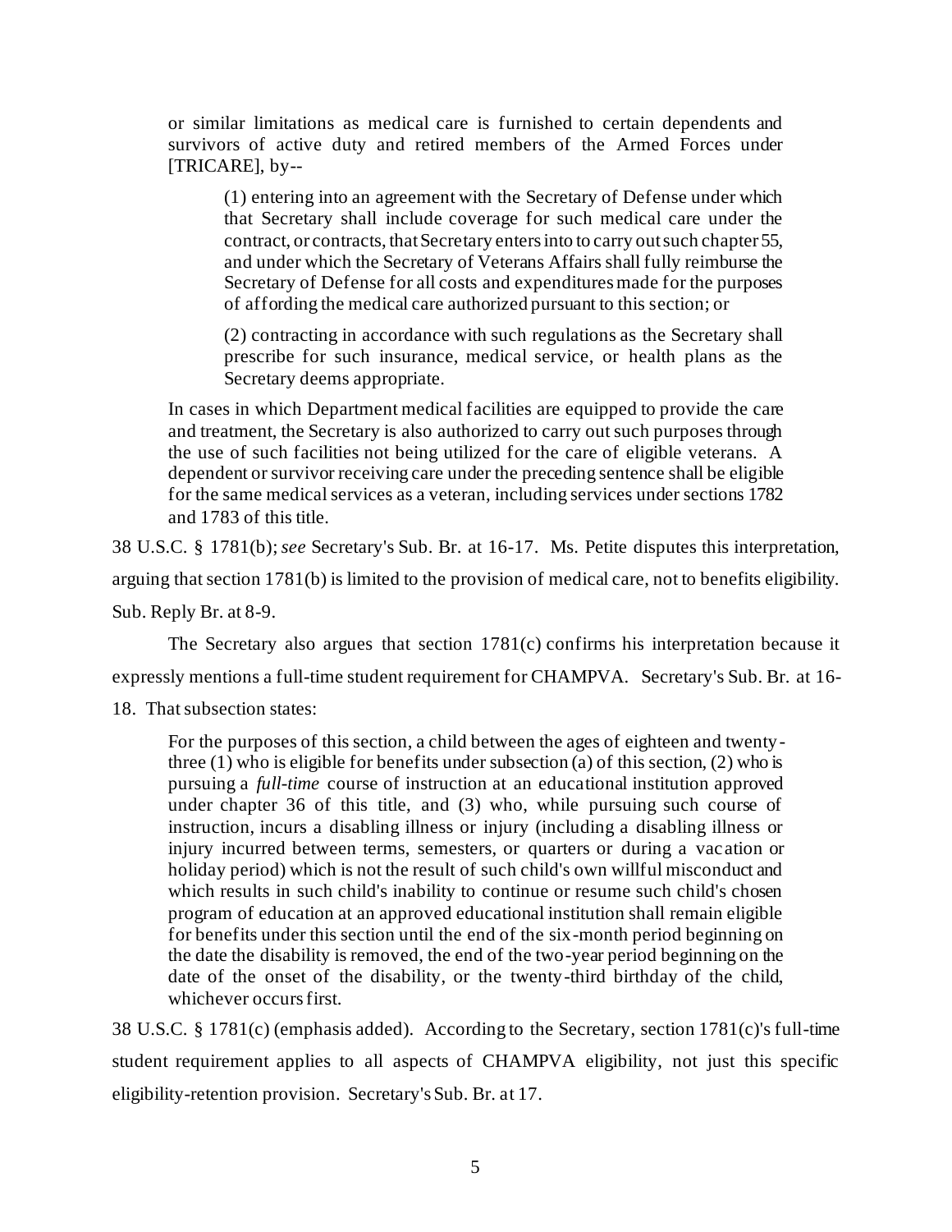> or similar limitations as medical care is furnished to certain dependents and survivors of active duty and retired members of the Armed Forces under [TRICARE], by--
>
> > (1) entering into an agreement with the Secretary of Defense under which that Secretary shall include coverage for such medical care under the contract, or contracts, that Secretary enters into to carry out such chapter 55, and under which the Secretary of Veterans Affairs shall fully reimburse the Secretary of Defense for all costs and expenditures made for the purposes of affording the medical care authorized pursuant to this section; or
> >
> > (2) contracting in accordance with such regulations as the Secretary shall prescribe for such insurance, medical service, or health plans as the Secretary deems appropriate.
>
> In cases in which Department medical facilities are equipped to provide the care and treatment, the Secretary is also authorized to carry out such purposes through the use of such facilities not being utilized for the care of eligible veterans. A dependent or survivor receiving care under the preceding sentence shall be eligible for the same medical services as a veteran, including services under sections 1782 and 1783 of this title.

38 U.S.C. § 1781(b); *see* Secretary's Sub. Br. at 16-17. Ms. Petite disputes this interpretation, arguing that section 1781(b) is limited to the provision of medical care, not to benefits eligibility. Sub. Reply Br. at 8-9.

The Secretary also argues that section 1781(c) confirms his interpretation because it expressly mentions a full-time student requirement for CHAMPVA. Secretary's Sub. Br. at 16-18. That subsection states:

> For the purposes of this section, a child between the ages of eighteen and twenty-three (1) who is eligible for benefits under subsection (a) of this section, (2) who is pursuing a *full-time* course of instruction at an educational institution approved under chapter 36 of this title, and (3) who, while pursuing such course of instruction, incurs a disabling illness or injury (including a disabling illness or injury incurred between terms, semesters, or quarters or during a vacation or holiday period) which is not the result of such child's own willful misconduct and which results in such child's inability to continue or resume such child's chosen program of education at an approved educational institution shall remain eligible for benefits under this section until the end of the six-month period beginning on the date the disability is removed, the end of the two-year period beginning on the date of the onset of the disability, or the twenty-third birthday of the child, whichever occurs first.

38 U.S.C. § 1781(c) (emphasis added). According to the Secretary, section 1781(c)'s full-time student requirement applies to all aspects of CHAMPVA eligibility, not just this specific eligibility-retention provision. Secretary's Sub. Br. at 17.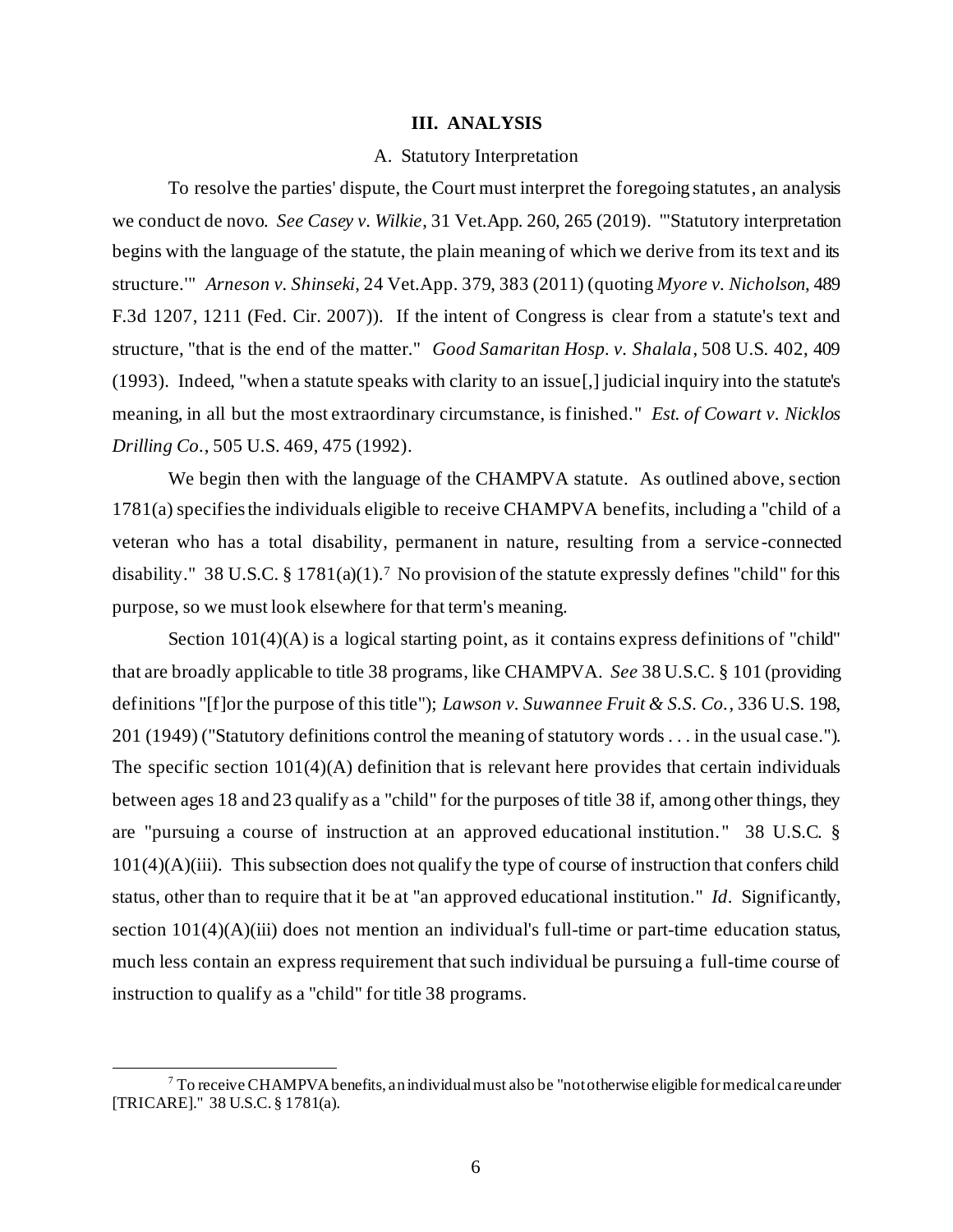## III. ANALYSIS

### A. Statutory Interpretation

To resolve the parties' dispute, the Court must interpret the foregoing statutes, an analysis we conduct de novo. *See Casey v. Wilkie*, 31 Vet.App. 260, 265 (2019). "'Statutory interpretation begins with the language of the statute, the plain meaning of which we derive from its text and its structure.'" *Arneson v. Shinseki*, 24 Vet.App. 379, 383 (2011) (quoting *Myore v. Nicholson*, 489 F.3d 1207, 1211 (Fed. Cir. 2007)). If the intent of Congress is clear from a statute's text and structure, "that is the end of the matter." *Good Samaritan Hosp. v. Shalala*, 508 U.S. 402, 409 (1993). Indeed, "when a statute speaks with clarity to an issue[,] judicial inquiry into the statute's meaning, in all but the most extraordinary circumstance, is finished." *Est. of Cowart v. Nicklos Drilling Co.*, 505 U.S. 469, 475 (1992).

We begin then with the language of the CHAMPVA statute. As outlined above, section 1781(a) specifies the individuals eligible to receive CHAMPVA benefits, including a "child of a veteran who has a total disability, permanent in nature, resulting from a service-connected disability." 38 U.S.C. § 1781(a)(1).[7] No provision of the statute expressly defines "child" for this purpose, so we must look elsewhere for that term's meaning.

Section 101(4)(A) is a logical starting point, as it contains express definitions of "child" that are broadly applicable to title 38 programs, like CHAMPVA. *See* 38 U.S.C. § 101 (providing definitions "[f]or the purpose of this title"); *Lawson v. Suwannee Fruit & S.S. Co.*, 336 U.S. 198, 201 (1949) ("Statutory definitions control the meaning of statutory words . . . in the usual case."). The specific section 101(4)(A) definition that is relevant here provides that certain individuals between ages 18 and 23 qualify as a "child" for the purposes of title 38 if, among other things, they are "pursuing a course of instruction at an approved educational institution." 38 U.S.C. § 101(4)(A)(iii). This subsection does not qualify the type of course of instruction that confers child status, other than to require that it be at "an approved educational institution." *Id*. Significantly, section 101(4)(A)(iii) does not mention an individual's full-time or part-time education status, much less contain an express requirement that such individual be pursuing a full-time course of instruction to qualify as a "child" for title 38 programs.

---

[7] To receive CHAMPVA benefits, an individual must also be "not otherwise eligible for medical care under [TRICARE]." 38 U.S.C. § 1781(a).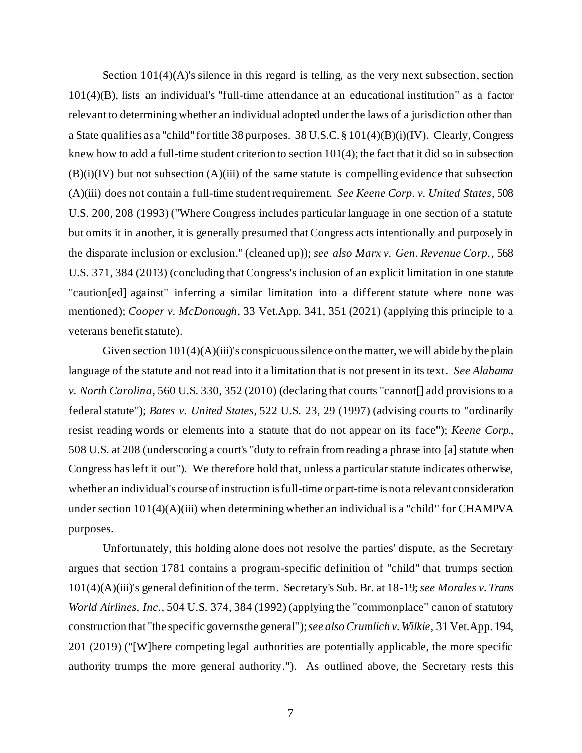Section 101(4)(A)'s silence in this regard is telling, as the very next subsection, section 101(4)(B), lists an individual's "full-time attendance at an educational institution" as a factor relevant to determining whether an individual adopted under the laws of a jurisdiction other than a State qualifies as a "child" for title 38 purposes. 38 U.S.C. § 101(4)(B)(i)(IV). Clearly, Congress knew how to add a full-time student criterion to section 101(4); the fact that it did so in subsection (B)(i)(IV) but not subsection (A)(iii) of the same statute is compelling evidence that subsection (A)(iii) does not contain a full-time student requirement. *See Keene Corp. v. United States*, 508 U.S. 200, 208 (1993) ("Where Congress includes particular language in one section of a statute but omits it in another, it is generally presumed that Congress acts intentionally and purposely in the disparate inclusion or exclusion." (cleaned up)); *see also Marx v. Gen. Revenue Corp.*, 568 U.S. 371, 384 (2013) (concluding that Congress's inclusion of an explicit limitation in one statute "caution[ed] against" inferring a similar limitation into a different statute where none was mentioned); *Cooper v. McDonough*, 33 Vet.App. 341, 351 (2021) (applying this principle to a veterans benefit statute).

Given section 101(4)(A)(iii)'s conspicuous silence on the matter, we will abide by the plain language of the statute and not read into it a limitation that is not present in its text. *See Alabama v. North Carolina*, 560 U.S. 330, 352 (2010) (declaring that courts "cannot[] add provisions to a federal statute"); *Bates v. United States*, 522 U.S. 23, 29 (1997) (advising courts to "ordinarily resist reading words or elements into a statute that do not appear on its face"); *Keene Corp.*, 508 U.S. at 208 (underscoring a court's "duty to refrain from reading a phrase into [a] statute when Congress has left it out"). We therefore hold that, unless a particular statute indicates otherwise, whether an individual's course of instruction is full-time or part-time is not a relevant consideration under section 101(4)(A)(iii) when determining whether an individual is a "child" for CHAMPVA purposes.

Unfortunately, this holding alone does not resolve the parties' dispute, as the Secretary argues that section 1781 contains a program-specific definition of "child" that trumps section 101(4)(A)(iii)'s general definition of the term. Secretary's Sub. Br. at 18-19; *see Morales v. Trans World Airlines, Inc.*, 504 U.S. 374, 384 (1992) (applying the "commonplace" canon of statutory construction that "the specific governs the general"); *see also Crumlich v. Wilkie*, 31 Vet.App. 194, 201 (2019) ("[W]here competing legal authorities are potentially applicable, the more specific authority trumps the more general authority."). As outlined above, the Secretary rests this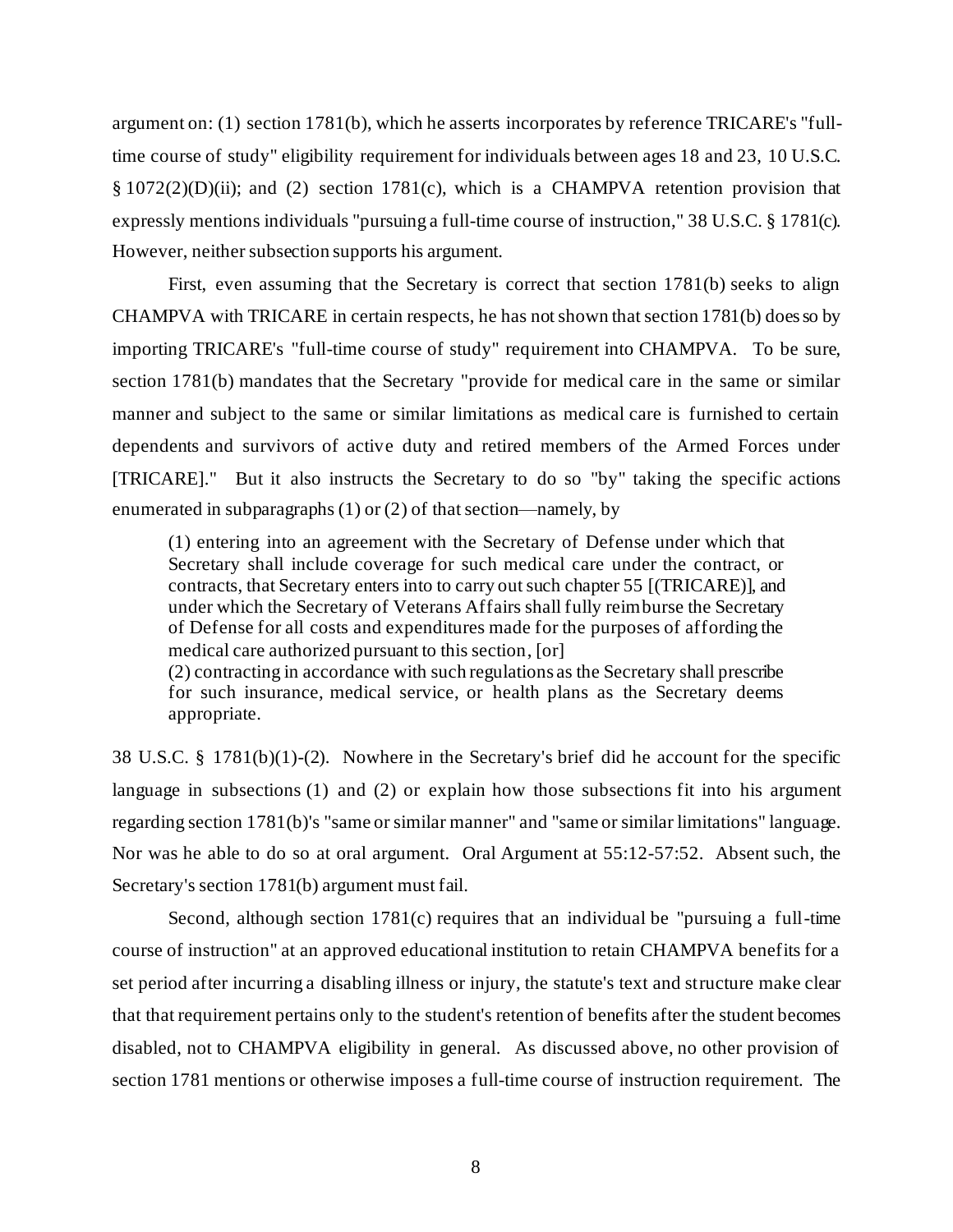argument on: (1) section 1781(b), which he asserts incorporates by reference TRICARE's "full-time course of study" eligibility requirement for individuals between ages 18 and 23, 10 U.S.C. § 1072(2)(D)(ii); and (2) section 1781(c), which is a CHAMPVA retention provision that expressly mentions individuals "pursuing a full-time course of instruction," 38 U.S.C. § 1781(c). However, neither subsection supports his argument.

First, even assuming that the Secretary is correct that section 1781(b) seeks to align CHAMPVA with TRICARE in certain respects, he has not shown that section 1781(b) does so by importing TRICARE's "full-time course of study" requirement into CHAMPVA. To be sure, section 1781(b) mandates that the Secretary "provide for medical care in the same or similar manner and subject to the same or similar limitations as medical care is furnished to certain dependents and survivors of active duty and retired members of the Armed Forces under [TRICARE]." But it also instructs the Secretary to do so "by" taking the specific actions enumerated in subparagraphs (1) or (2) of that section—namely, by

> (1) entering into an agreement with the Secretary of Defense under which that Secretary shall include coverage for such medical care under the contract, or contracts, that Secretary enters into to carry out such chapter 55 [(TRICARE)], and under which the Secretary of Veterans Affairs shall fully reimburse the Secretary of Defense for all costs and expenditures made for the purposes of affording the medical care authorized pursuant to this section, [or]
> (2) contracting in accordance with such regulations as the Secretary shall prescribe for such insurance, medical service, or health plans as the Secretary deems appropriate.

38 U.S.C. § 1781(b)(1)-(2). Nowhere in the Secretary's brief did he account for the specific language in subsections (1) and (2) or explain how those subsections fit into his argument regarding section 1781(b)'s "same or similar manner" and "same or similar limitations" language. Nor was he able to do so at oral argument. Oral Argument at 55:12-57:52. Absent such, the Secretary's section 1781(b) argument must fail.

Second, although section 1781(c) requires that an individual be "pursuing a full-time course of instruction" at an approved educational institution to retain CHAMPVA benefits for a set period after incurring a disabling illness or injury, the statute's text and structure make clear that that requirement pertains only to the student's retention of benefits after the student becomes disabled, not to CHAMPVA eligibility in general. As discussed above, no other provision of section 1781 mentions or otherwise imposes a full-time course of instruction requirement. The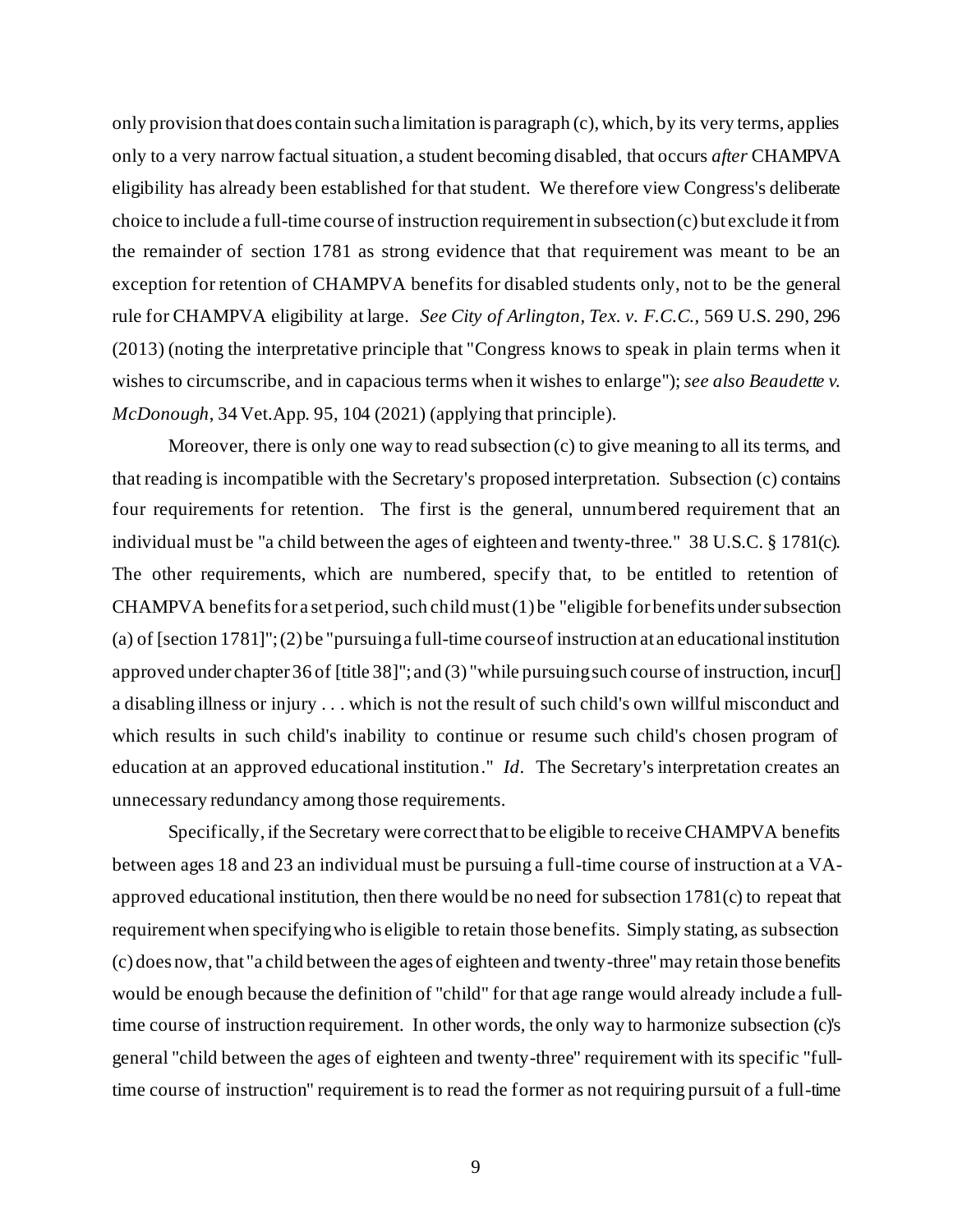only provision that does contain such a limitation is paragraph (c), which, by its very terms, applies only to a very narrow factual situation, a student becoming disabled, that occurs *after* CHAMPVA eligibility has already been established for that student. We therefore view Congress's deliberate choice to include a full-time course of instruction requirement in subsection (c) but exclude it from the remainder of section 1781 as strong evidence that that requirement was meant to be an exception for retention of CHAMPVA benefits for disabled students only, not to be the general rule for CHAMPVA eligibility at large. *See City of Arlington, Tex. v. F.C.C.*, 569 U.S. 290, 296 (2013) (noting the interpretative principle that "Congress knows to speak in plain terms when it wishes to circumscribe, and in capacious terms when it wishes to enlarge"); *see also Beaudette v. McDonough*, 34 Vet.App. 95, 104 (2021) (applying that principle).

Moreover, there is only one way to read subsection (c) to give meaning to all its terms, and that reading is incompatible with the Secretary's proposed interpretation. Subsection (c) contains four requirements for retention. The first is the general, unnumbered requirement that an individual must be "a child between the ages of eighteen and twenty-three." 38 U.S.C. § 1781(c). The other requirements, which are numbered, specify that, to be entitled to retention of CHAMPVA benefits for a set period, such child must (1) be "eligible for benefits under subsection (a) of [section 1781]"; (2) be "pursuing a full-time course of instruction at an educational institution approved under chapter 36 of [title 38]"; and (3) "while pursuing such course of instruction, incur[] a disabling illness or injury . . . which is not the result of such child's own willful misconduct and which results in such child's inability to continue or resume such child's chosen program of education at an approved educational institution." *Id*. The Secretary's interpretation creates an unnecessary redundancy among those requirements.

Specifically, if the Secretary were correct that to be eligible to receive CHAMPVA benefits between ages 18 and 23 an individual must be pursuing a full-time course of instruction at a VA-approved educational institution, then there would be no need for subsection 1781(c) to repeat that requirement when specifying who is eligible to retain those benefits. Simply stating, as subsection (c) does now, that "a child between the ages of eighteen and twenty-three" may retain those benefits would be enough because the definition of "child" for that age range would already include a full-time course of instruction requirement. In other words, the only way to harmonize subsection (c)'s general "child between the ages of eighteen and twenty-three" requirement with its specific "full-time course of instruction" requirement is to read the former as not requiring pursuit of a full-time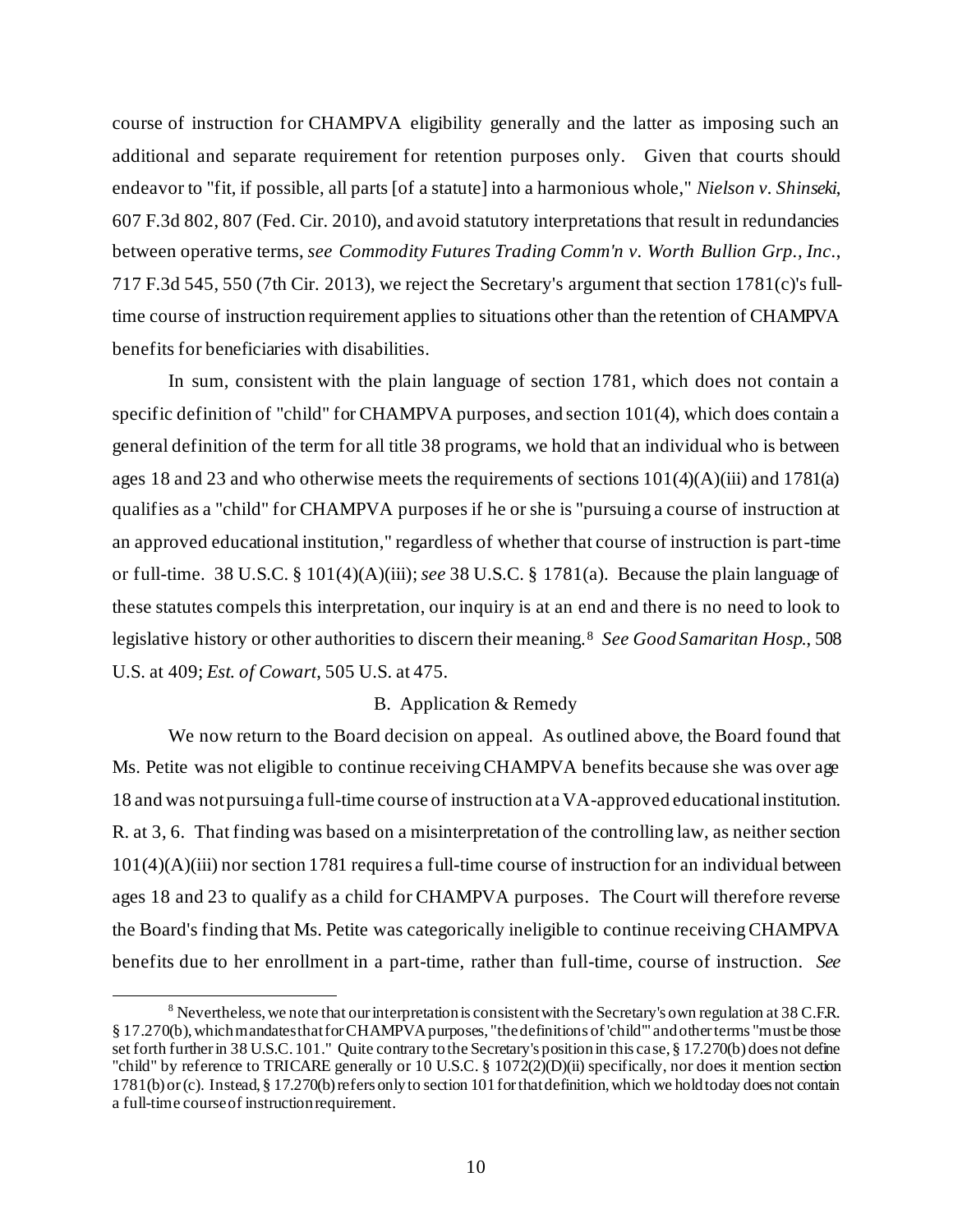course of instruction for CHAMPVA eligibility generally and the latter as imposing such an additional and separate requirement for retention purposes only. Given that courts should endeavor to "fit, if possible, all parts [of a statute] into a harmonious whole," *Nielson v. Shinseki*, 607 F.3d 802, 807 (Fed. Cir. 2010), and avoid statutory interpretations that result in redundancies between operative terms, *see Commodity Futures Trading Comm'n v. Worth Bullion Grp., Inc.*, 717 F.3d 545, 550 (7th Cir. 2013), we reject the Secretary's argument that section 1781(c)'s full-time course of instruction requirement applies to situations other than the retention of CHAMPVA benefits for beneficiaries with disabilities.

In sum, consistent with the plain language of section 1781, which does not contain a specific definition of "child" for CHAMPVA purposes, and section 101(4), which does contain a general definition of the term for all title 38 programs, we hold that an individual who is between ages 18 and 23 and who otherwise meets the requirements of sections 101(4)(A)(iii) and 1781(a) qualifies as a "child" for CHAMPVA purposes if he or she is "pursuing a course of instruction at an approved educational institution," regardless of whether that course of instruction is part-time or full-time. 38 U.S.C. § 101(4)(A)(iii); *see* 38 U.S.C. § 1781(a). Because the plain language of these statutes compels this interpretation, our inquiry is at an end and there is no need to look to legislative history or other authorities to discern their meaning.[8] *See Good Samaritan Hosp.*, 508 U.S. at 409; *Est. of Cowart*, 505 U.S. at 475.

B. Application & Remedy

We now return to the Board decision on appeal. As outlined above, the Board found that Ms. Petite was not eligible to continue receiving CHAMPVA benefits because she was over age 18 and was not pursuing a full-time course of instruction at a VA-approved educational institution. R. at 3, 6. That finding was based on a misinterpretation of the controlling law, as neither section 101(4)(A)(iii) nor section 1781 requires a full-time course of instruction for an individual between ages 18 and 23 to qualify as a child for CHAMPVA purposes. The Court will therefore reverse the Board's finding that Ms. Petite was categorically ineligible to continue receiving CHAMPVA benefits due to her enrollment in a part-time, rather than full-time, course of instruction. *See*

[8] Nevertheless, we note that our interpretation is consistent with the Secretary's own regulation at 38 C.F.R. § 17.270(b), which mandates that for CHAMPVA purposes, "the definitions of 'child'" and other terms "must be those set forth further in 38 U.S.C. 101." Quite contrary to the Secretary's position in this case, § 17.270(b) does not define "child" by reference to TRICARE generally or 10 U.S.C. § 1072(2)(D)(ii) specifically, nor does it mention section 1781(b) or (c). Instead, § 17.270(b) refers only to section 101 for that definition, which we hold today does not contain a full-time course of instruction requirement.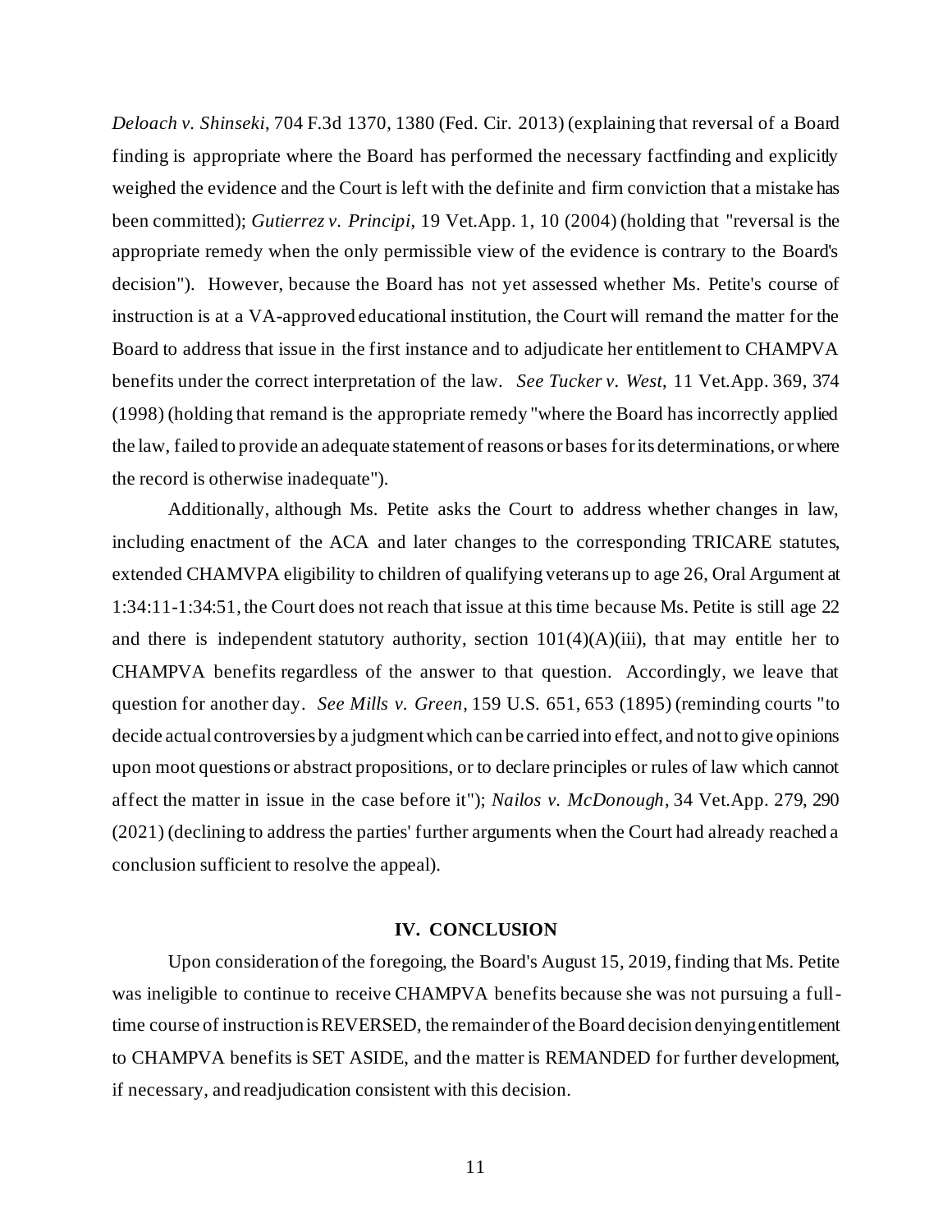*Deloach v. Shinseki*, 704 F.3d 1370, 1380 (Fed. Cir. 2013) (explaining that reversal of a Board finding is appropriate where the Board has performed the necessary factfinding and explicitly weighed the evidence and the Court is left with the definite and firm conviction that a mistake has been committed); *Gutierrez v. Principi*, 19 Vet.App. 1, 10 (2004) (holding that "reversal is the appropriate remedy when the only permissible view of the evidence is contrary to the Board's decision"). However, because the Board has not yet assessed whether Ms. Petite's course of instruction is at a VA-approved educational institution, the Court will remand the matter for the Board to address that issue in the first instance and to adjudicate her entitlement to CHAMPVA benefits under the correct interpretation of the law. *See Tucker v. West*, 11 Vet.App. 369, 374 (1998) (holding that remand is the appropriate remedy "where the Board has incorrectly applied the law, failed to provide an adequate statement of reasons or bases for its determinations, or where the record is otherwise inadequate").

Additionally, although Ms. Petite asks the Court to address whether changes in law, including enactment of the ACA and later changes to the corresponding TRICARE statutes, extended CHAMVPA eligibility to children of qualifying veterans up to age 26, Oral Argument at 1:34:11-1:34:51, the Court does not reach that issue at this time because Ms. Petite is still age 22 and there is independent statutory authority, section 101(4)(A)(iii), that may entitle her to CHAMPVA benefits regardless of the answer to that question. Accordingly, we leave that question for another day. *See Mills v. Green*, 159 U.S. 651, 653 (1895) (reminding courts "to decide actual controversies by a judgment which can be carried into effect, and not to give opinions upon moot questions or abstract propositions, or to declare principles or rules of law which cannot affect the matter in issue in the case before it"); *Nailos v. McDonough*, 34 Vet.App. 279, 290 (2021) (declining to address the parties' further arguments when the Court had already reached a conclusion sufficient to resolve the appeal).

## IV. CONCLUSION

Upon consideration of the foregoing, the Board's August 15, 2019, finding that Ms. Petite was ineligible to continue to receive CHAMPVA benefits because she was not pursuing a full-time course of instruction is REVERSED, the remainder of the Board decision denying entitlement to CHAMPVA benefits is SET ASIDE, and the matter is REMANDED for further development, if necessary, and readjudication consistent with this decision.